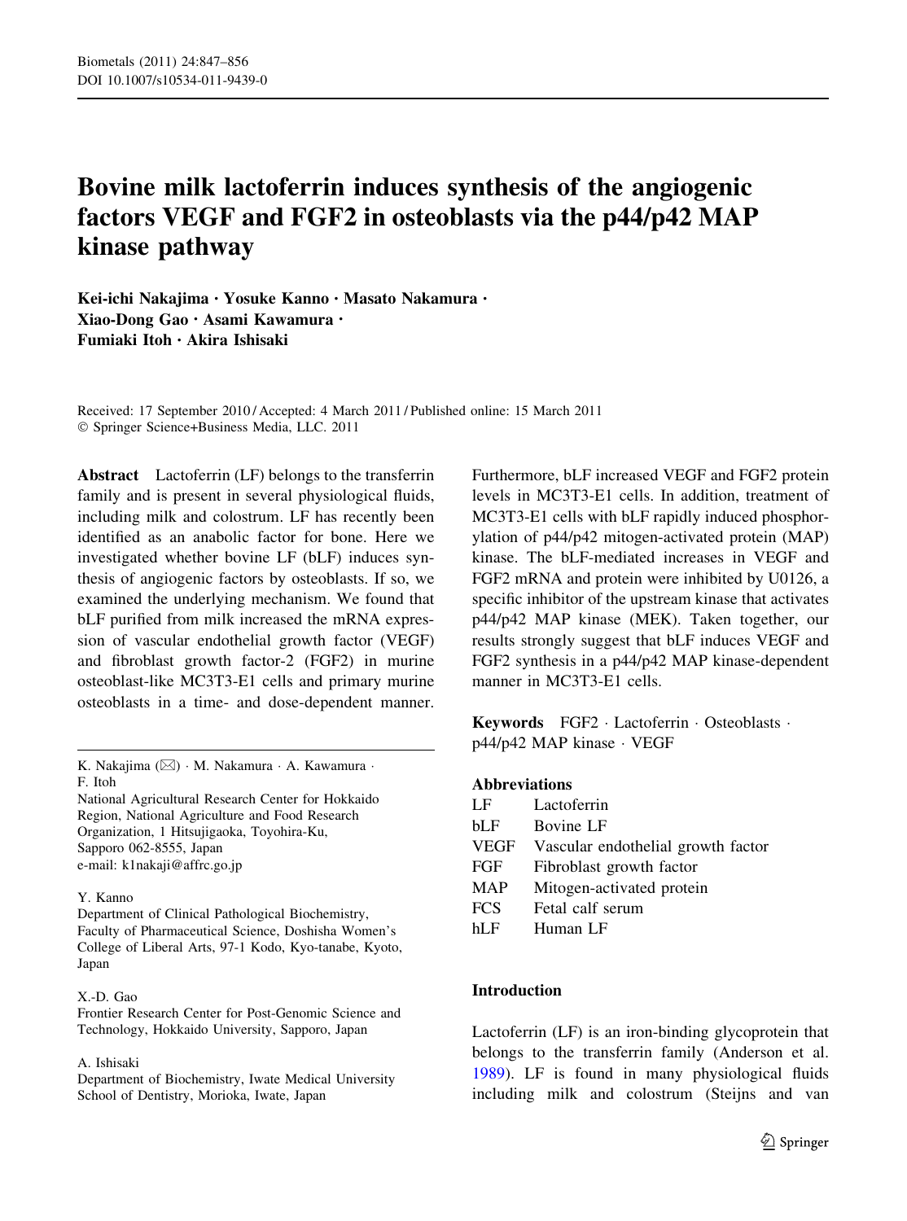# Bovine milk lactoferrin induces synthesis of the angiogenic factors VEGF and FGF2 in osteoblasts via the p44/p42 MAP kinase pathway

Kei-ichi Nakajima · Yosuke Kanno · Masato Nakamura · Xiao-Dong Gao · Asami Kawamura · Fumiaki Itoh · Akira Ishisaki

Received: 17 September 2010 / Accepted: 4 March 2011 / Published online: 15 March 2011
© Springer Science+Business Media, LLC. 2011

**Abstract** Lactoferrin (LF) belongs to the transferrin family and is present in several physiological fluids, including milk and colostrum. LF has recently been identified as an anabolic factor for bone. Here we investigated whether bovine LF (bLF) induces synthesis of angiogenic factors by osteoblasts. If so, we examined the underlying mechanism. We found that bLF purified from milk increased the mRNA expression of vascular endothelial growth factor (VEGF) and fibroblast growth factor-2 (FGF2) in murine osteoblast-like MC3T3-E1 cells and primary murine osteoblasts in a time- and dose-dependent manner. Furthermore, bLF increased VEGF and FGF2 protein levels in MC3T3-E1 cells. In addition, treatment of MC3T3-E1 cells with bLF rapidly induced phosphorylation of p44/p42 mitogen-activated protein (MAP) kinase. The bLF-mediated increases in VEGF and FGF2 mRNA and protein were inhibited by U0126, a specific inhibitor of the upstream kinase that activates p44/p42 MAP kinase (MEK). Taken together, our results strongly suggest that bLF induces VEGF and FGF2 synthesis in a p44/p42 MAP kinase-dependent manner in MC3T3-E1 cells.

**Keywords** FGF2 · Lactoferrin · Osteoblasts · p44/p42 MAP kinase · VEGF

K. Nakajima (✉) · M. Nakamura · A. Kawamura · F. Itoh
National Agricultural Research Center for Hokkaido Region, National Agriculture and Food Research Organization, 1 Hitsujigaoka, Toyohira-Ku, Sapporo 062-8555, Japan
e-mail: k1nakaji@affrc.go.jp

Y. Kanno
Department of Clinical Pathological Biochemistry, Faculty of Pharmaceutical Science, Doshisha Women's College of Liberal Arts, 97-1 Kodo, Kyo-tanabe, Kyoto, Japan

X.-D. Gao
Frontier Research Center for Post-Genomic Science and Technology, Hokkaido University, Sapporo, Japan

A. Ishisaki
Department of Biochemistry, Iwate Medical University School of Dentistry, Morioka, Iwate, Japan

### Abbreviations

| | |
|---|---|
| LF | Lactoferrin |
| bLF | Bovine LF |
| VEGF | Vascular endothelial growth factor |
| FGF | Fibroblast growth factor |
| MAP | Mitogen-activated protein |
| FCS | Fetal calf serum |
| hLF | Human LF |

## Introduction

Lactoferrin (LF) is an iron-binding glycoprotein that belongs to the transferrin family (Anderson et al. 1989). LF is found in many physiological fluids including milk and colostrum (Steijns and van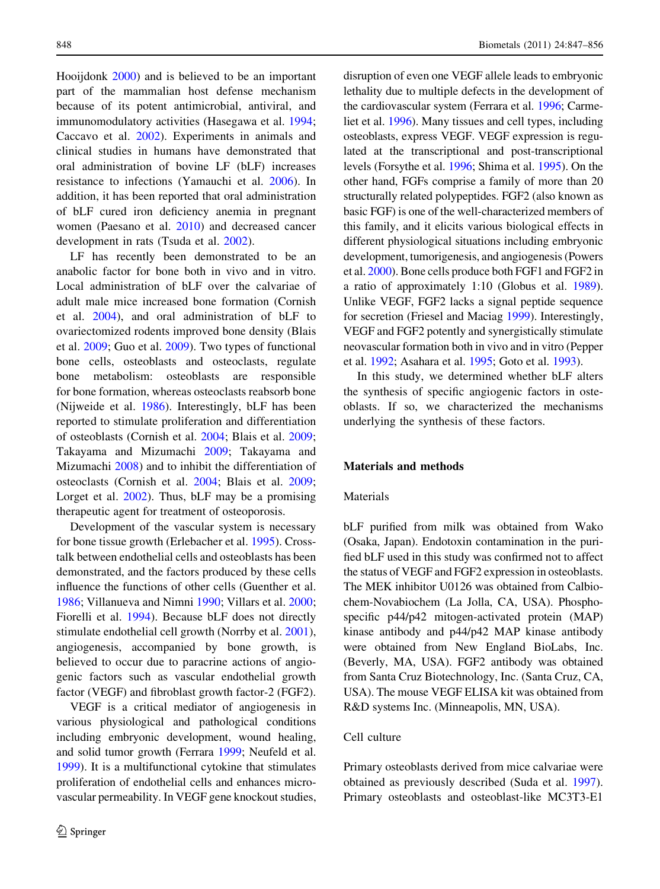Hooijdonk 2000) and is believed to be an important part of the mammalian host defense mechanism because of its potent antimicrobial, antiviral, and immunomodulatory activities (Hasegawa et al. 1994; Caccavo et al. 2002). Experiments in animals and clinical studies in humans have demonstrated that oral administration of bovine LF (bLF) increases resistance to infections (Yamauchi et al. 2006). In addition, it has been reported that oral administration of bLF cured iron deficiency anemia in pregnant women (Paesano et al. 2010) and decreased cancer development in rats (Tsuda et al. 2002).

LF has recently been demonstrated to be an anabolic factor for bone both in vivo and in vitro. Local administration of bLF over the calvariae of adult male mice increased bone formation (Cornish et al. 2004), and oral administration of bLF to ovariectomized rodents improved bone density (Blais et al. 2009; Guo et al. 2009). Two types of functional bone cells, osteoblasts and osteoclasts, regulate bone metabolism: osteoblasts are responsible for bone formation, whereas osteoclasts reabsorb bone (Nijweide et al. 1986). Interestingly, bLF has been reported to stimulate proliferation and differentiation of osteoblasts (Cornish et al. 2004; Blais et al. 2009; Takayama and Mizumachi 2009; Takayama and Mizumachi 2008) and to inhibit the differentiation of osteoclasts (Cornish et al. 2004; Blais et al. 2009; Lorget et al. 2002). Thus, bLF may be a promising therapeutic agent for treatment of osteoporosis.

Development of the vascular system is necessary for bone tissue growth (Erlebacher et al. 1995). Cross-talk between endothelial cells and osteoblasts has been demonstrated, and the factors produced by these cells influence the functions of other cells (Guenther et al. 1986; Villanueva and Nimni 1990; Villars et al. 2000; Fiorelli et al. 1994). Because bLF does not directly stimulate endothelial cell growth (Norrby et al. 2001), angiogenesis, accompanied by bone growth, is believed to occur due to paracrine actions of angiogenic factors such as vascular endothelial growth factor (VEGF) and fibroblast growth factor-2 (FGF2).

VEGF is a critical mediator of angiogenesis in various physiological and pathological conditions including embryonic development, wound healing, and solid tumor growth (Ferrara 1999; Neufeld et al. 1999). It is a multifunctional cytokine that stimulates proliferation of endothelial cells and enhances microvascular permeability. In VEGF gene knockout studies, disruption of even one VEGF allele leads to embryonic lethality due to multiple defects in the development of the cardiovascular system (Ferrara et al. 1996; Carmeliet et al. 1996). Many tissues and cell types, including osteoblasts, express VEGF. VEGF expression is regulated at the transcriptional and post-transcriptional levels (Forsythe et al. 1996; Shima et al. 1995). On the other hand, FGFs comprise a family of more than 20 structurally related polypeptides. FGF2 (also known as basic FGF) is one of the well-characterized members of this family, and it elicits various biological effects in different physiological situations including embryonic development, tumorigenesis, and angiogenesis (Powers et al. 2000). Bone cells produce both FGF1 and FGF2 in a ratio of approximately 1:10 (Globus et al. 1989). Unlike VEGF, FGF2 lacks a signal peptide sequence for secretion (Friesel and Maciag 1999). Interestingly, VEGF and FGF2 potently and synergistically stimulate neovascular formation both in vivo and in vitro (Pepper et al. 1992; Asahara et al. 1995; Goto et al. 1993).

In this study, we determined whether bLF alters the synthesis of specific angiogenic factors in osteoblasts. If so, we characterized the mechanisms underlying the synthesis of these factors.

## Materials and methods

### Materials

bLF purified from milk was obtained from Wako (Osaka, Japan). Endotoxin contamination in the purified bLF used in this study was confirmed not to affect the status of VEGF and FGF2 expression in osteoblasts. The MEK inhibitor U0126 was obtained from Calbiochem-Novabiochem (La Jolla, CA, USA). Phospho-specific p44/p42 mitogen-activated protein (MAP) kinase antibody and p44/p42 MAP kinase antibody were obtained from New England BioLabs, Inc. (Beverly, MA, USA). FGF2 antibody was obtained from Santa Cruz Biotechnology, Inc. (Santa Cruz, CA, USA). The mouse VEGF ELISA kit was obtained from R&D systems Inc. (Minneapolis, MN, USA).

### Cell culture

Primary osteoblasts derived from mice calvariae were obtained as previously described (Suda et al. 1997). Primary osteoblasts and osteoblast-like MC3T3-E1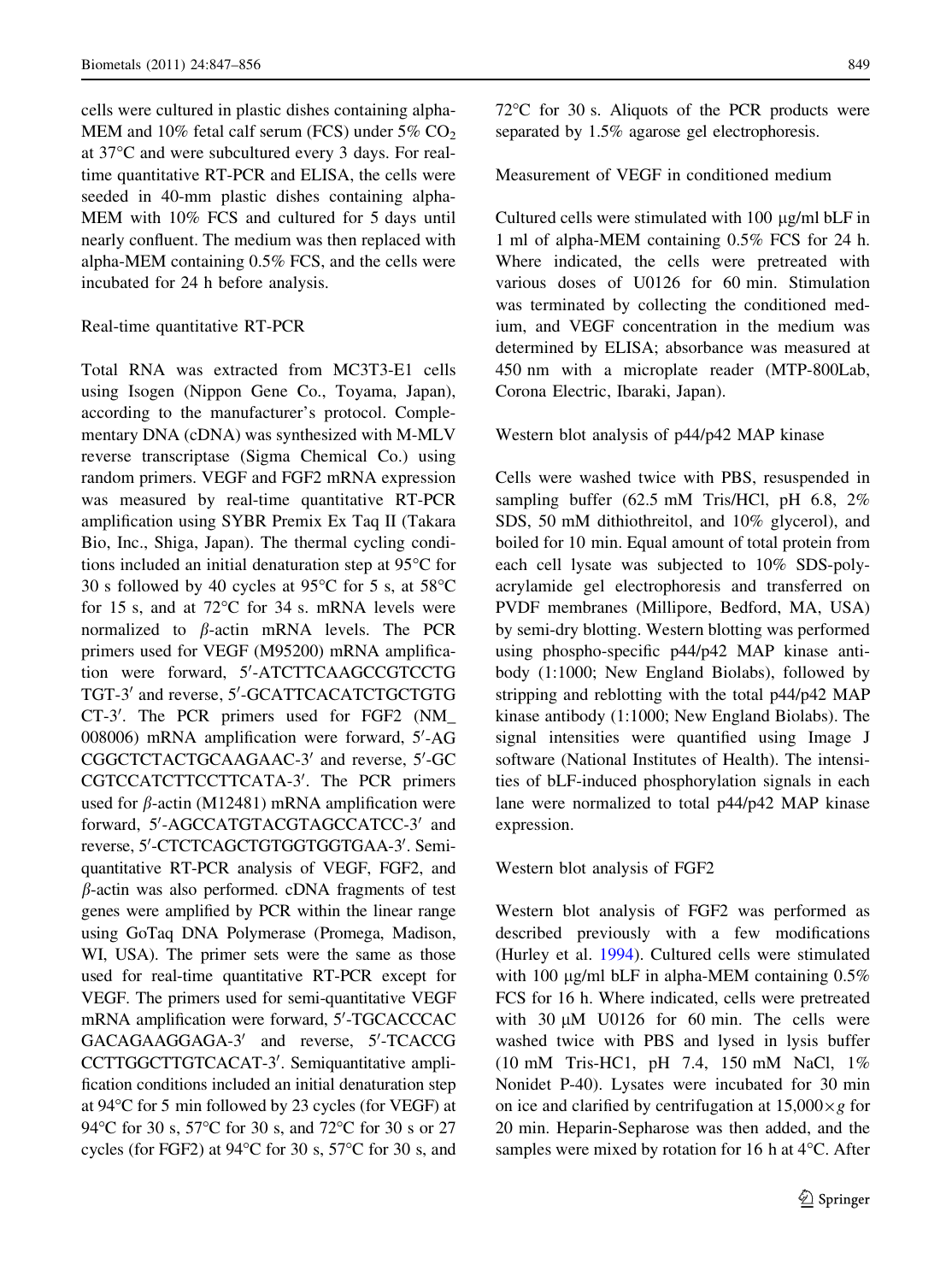cells were cultured in plastic dishes containing alpha-MEM and 10% fetal calf serum (FCS) under 5% $CO_2$ at 37°C and were subcultured every 3 days. For real-time quantitative RT-PCR and ELISA, the cells were seeded in 40-mm plastic dishes containing alpha-MEM with 10% FCS and cultured for 5 days until nearly confluent. The medium was then replaced with alpha-MEM containing 0.5% FCS, and the cells were incubated for 24 h before analysis.

### Real-time quantitative RT-PCR

Total RNA was extracted from MC3T3-E1 cells using Isogen (Nippon Gene Co., Toyama, Japan), according to the manufacturer's protocol. Complementary DNA (cDNA) was synthesized with M-MLV reverse transcriptase (Sigma Chemical Co.) using random primers. VEGF and FGF2 mRNA expression was measured by real-time quantitative RT-PCR amplification using SYBR Premix Ex Taq II (Takara Bio, Inc., Shiga, Japan). The thermal cycling conditions included an initial denaturation step at 95°C for 30 s followed by 40 cycles at 95°C for 5 s, at 58°C for 15 s, and at 72°C for 34 s. mRNA levels were normalized to $\beta$-actin mRNA levels. The PCR primers used for VEGF (M95200) mRNA amplification were forward, 5′-ATCTTCAAGCCGTCCTGTGT-3′ and reverse, 5′-GCATTCACATCTGCTGTGCT-3′. The PCR primers used for FGF2 (NM_008006) mRNA amplification were forward, 5′-AGCGGCTCTACTGCAAGAAC-3′ and reverse, 5′-GCCGTCCATCTTCCTTCATA-3′. The PCR primers used for $\beta$-actin (M12481) mRNA amplification were forward, 5′-AGCCATGTACGTAGCCATCC-3′ and reverse, 5′-CTCTCAGCTGTGGTGGTGAA-3′. Semi-quantitative RT-PCR analysis of VEGF, FGF2, and $\beta$-actin was also performed. cDNA fragments of test genes were amplified by PCR within the linear range using GoTaq DNA Polymerase (Promega, Madison, WI, USA). The primer sets were the same as those used for real-time quantitative RT-PCR except for VEGF. The primers used for semi-quantitative VEGF mRNA amplification were forward, 5′-TGCACCCACGACAGAAGGAGA-3′ and reverse, 5′-TCACCGCCTTGGCTTGTCACAT-3′. Semiquantitative amplification conditions included an initial denaturation step at 94°C for 5 min followed by 23 cycles (for VEGF) at 94°C for 30 s, 57°C for 30 s, and 72°C for 30 s or 27 cycles (for FGF2) at 94°C for 30 s, 57°C for 30 s, and 72°C for 30 s. Aliquots of the PCR products were separated by 1.5% agarose gel electrophoresis.

### Measurement of VEGF in conditioned medium

Cultured cells were stimulated with 100 μg/ml bLF in 1 ml of alpha-MEM containing 0.5% FCS for 24 h. Where indicated, the cells were pretreated with various doses of U0126 for 60 min. Stimulation was terminated by collecting the conditioned medium, and VEGF concentration in the medium was determined by ELISA; absorbance was measured at 450 nm with a microplate reader (MTP-800Lab, Corona Electric, Ibaraki, Japan).

### Western blot analysis of p44/p42 MAP kinase

Cells were washed twice with PBS, resuspended in sampling buffer (62.5 mM Tris/HCl, pH 6.8, 2% SDS, 50 mM dithiothreitol, and 10% glycerol), and boiled for 10 min. Equal amount of total protein from each cell lysate was subjected to 10% SDS-polyacrylamide gel electrophoresis and transferred on PVDF membranes (Millipore, Bedford, MA, USA) by semi-dry blotting. Western blotting was performed using phospho-specific p44/p42 MAP kinase antibody (1:1000; New England Biolabs), followed by stripping and reblotting with the total p44/p42 MAP kinase antibody (1:1000; New England Biolabs). The signal intensities were quantified using Image J software (National Institutes of Health). The intensities of bLF-induced phosphorylation signals in each lane were normalized to total p44/p42 MAP kinase expression.

### Western blot analysis of FGF2

Western blot analysis of FGF2 was performed as described previously with a few modifications (Hurley et al. 1994). Cultured cells were stimulated with 100 μg/ml bLF in alpha-MEM containing 0.5% FCS for 16 h. Where indicated, cells were pretreated with 30 μM U0126 for 60 min. The cells were washed twice with PBS and lysed in lysis buffer (10 mM Tris-HC1, pH 7.4, 150 mM NaCl, 1% Nonidet P-40). Lysates were incubated for 30 min on ice and clarified by centrifugation at 15,000× g for 20 min. Heparin-Sepharose was then added, and the samples were mixed by rotation for 16 h at 4°C. After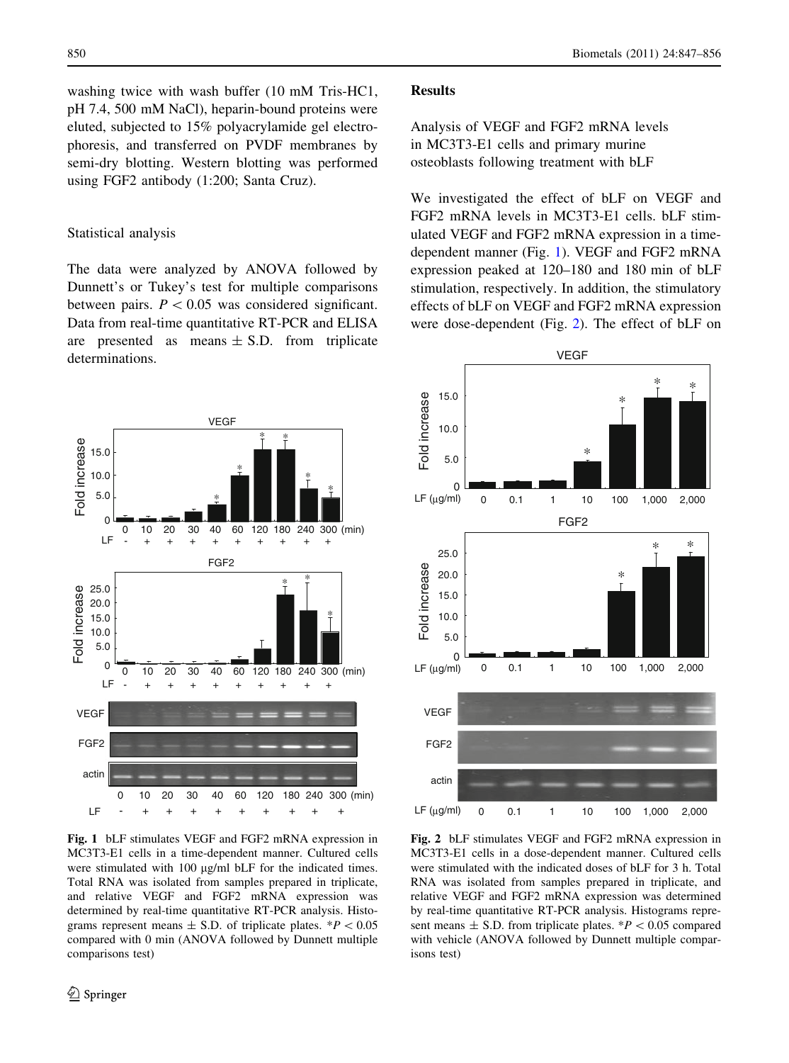washing twice with wash buffer (10 mM Tris-HC1, pH 7.4, 500 mM NaCl), heparin-bound proteins were eluted, subjected to 15% polyacrylamide gel electrophoresis, and transferred on PVDF membranes by semi-dry blotting. Western blotting was performed using FGF2 antibody (1:200; Santa Cruz).

### Statistical analysis

The data were analyzed by ANOVA followed by Dunnett's or Tukey's test for multiple comparisons between pairs. $P < 0.05$ was considered significant. Data from real-time quantitative RT-PCR and ELISA are presented as means ± S.D. from triplicate determinations.

**Fig. 1** bLF stimulates VEGF and FGF2 mRNA expression in MC3T3-E1 cells in a time-dependent manner. Cultured cells were stimulated with 100 μg/ml bLF for the indicated times. Total RNA was isolated from samples prepared in triplicate, and relative VEGF and FGF2 mRNA expression was determined by real-time quantitative RT-PCR analysis. Histograms represent means ± S.D. of triplicate plates. *$P < 0.05$ compared with 0 min (ANOVA followed by Dunnett multiple comparisons test)

## Results

### Analysis of VEGF and FGF2 mRNA levels in MC3T3-E1 cells and primary murine osteoblasts following treatment with bLF

We investigated the effect of bLF on VEGF and FGF2 mRNA levels in MC3T3-E1 cells. bLF stimulated VEGF and FGF2 mRNA expression in a time-dependent manner (Fig. 1). VEGF and FGF2 mRNA expression peaked at 120–180 and 180 min of bLF stimulation, respectively. In addition, the stimulatory effects of bLF on VEGF and FGF2 mRNA expression were dose-dependent (Fig. 2). The effect of bLF on

**Fig. 2** bLF stimulates VEGF and FGF2 mRNA expression in MC3T3-E1 cells in a dose-dependent manner. Cultured cells were stimulated with the indicated doses of bLF for 3 h. Total RNA was isolated from samples prepared in triplicate, and relative VEGF and FGF2 mRNA expression was determined by real-time quantitative RT-PCR analysis. Histograms represent means ± S.D. from triplicate plates. *$P < 0.05$ compared with vehicle (ANOVA followed by Dunnett multiple comparisons test)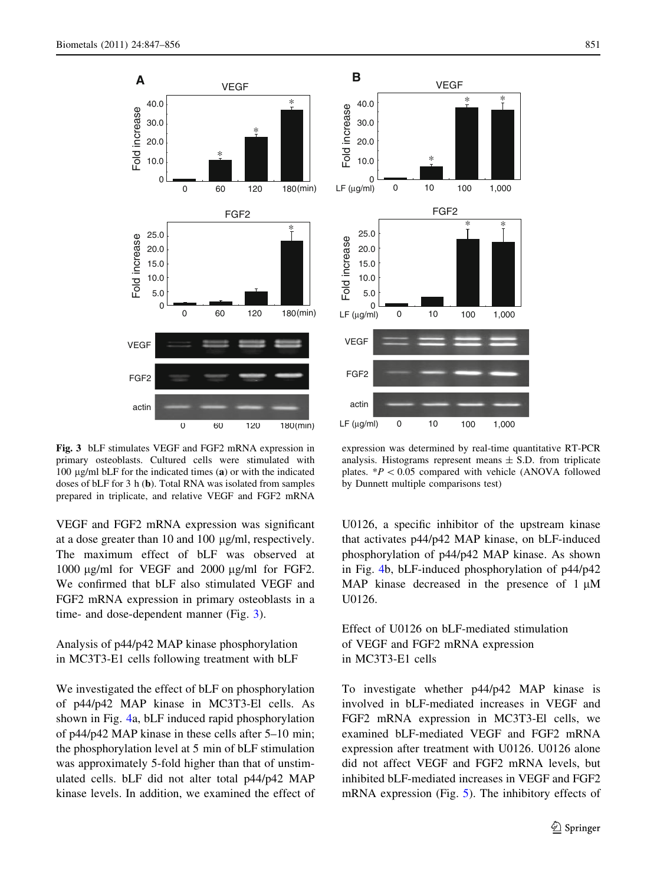**Fig. 3** bLF stimulates VEGF and FGF2 mRNA expression in primary osteoblasts. Cultured cells were stimulated with 100 μg/ml bLF for the indicated times (**a**) or with the indicated doses of bLF for 3 h (**b**). Total RNA was isolated from samples prepared in triplicate, and relative VEGF and FGF2 mRNA expression was determined by real-time quantitative RT-PCR analysis. Histograms represent means ± S.D. from triplicate plates. *$P < 0.05$ compared with vehicle (ANOVA followed by Dunnett multiple comparisons test)

VEGF and FGF2 mRNA expression was significant at a dose greater than 10 and 100 μg/ml, respectively. The maximum effect of bLF was observed at 1000 μg/ml for VEGF and 2000 μg/ml for FGF2. We confirmed that bLF also stimulated VEGF and FGF2 mRNA expression in primary osteoblasts in a time- and dose-dependent manner (Fig. 3).

### Analysis of p44/p42 MAP kinase phosphorylation in MC3T3-E1 cells following treatment with bLF

We investigated the effect of bLF on phosphorylation of p44/p42 MAP kinase in MC3T3-El cells. As shown in Fig. 4a, bLF induced rapid phosphorylation of p44/p42 MAP kinase in these cells after 5–10 min; the phosphorylation level at 5 min of bLF stimulation was approximately 5-fold higher than that of unstimulated cells. bLF did not alter total p44/p42 MAP kinase levels. In addition, we examined the effect of U0126, a specific inhibitor of the upstream kinase that activates p44/p42 MAP kinase, on bLF-induced phosphorylation of p44/p42 MAP kinase. As shown in Fig. 4b, bLF-induced phosphorylation of p44/p42 MAP kinase decreased in the presence of 1 μM U0126.

### Effect of U0126 on bLF-mediated stimulation of VEGF and FGF2 mRNA expression in MC3T3-E1 cells

To investigate whether p44/p42 MAP kinase is involved in bLF-mediated increases in VEGF and FGF2 mRNA expression in MC3T3-El cells, we examined bLF-mediated VEGF and FGF2 mRNA expression after treatment with U0126. U0126 alone did not affect VEGF and FGF2 mRNA levels, but inhibited bLF-mediated increases in VEGF and FGF2 mRNA expression (Fig. 5). The inhibitory effects of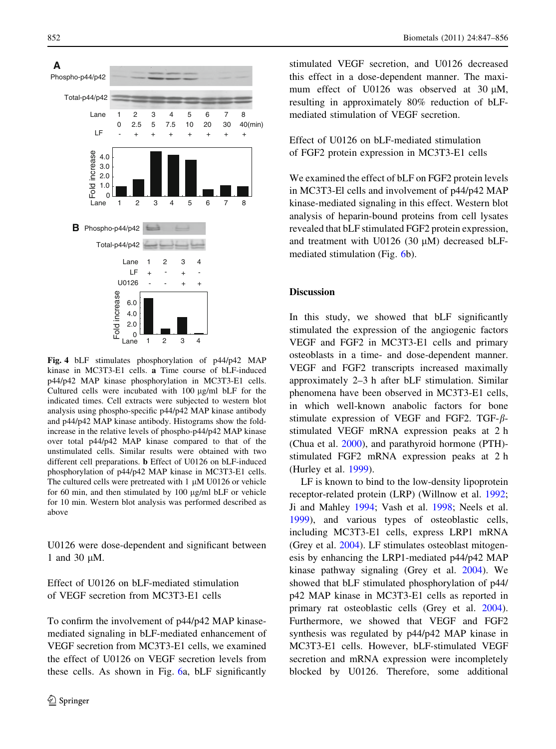**Fig. 4** bLF stimulates phosphorylation of p44/p42 MAP kinase in MC3T3-E1 cells. **a** Time course of bLF-induced p44/p42 MAP kinase phosphorylation in MC3T3-E1 cells. Cultured cells were incubated with 100 µg/ml bLF for the indicated times. Cell extracts were subjected to western blot analysis using phospho-specific p44/p42 MAP kinase antibody and p44/p42 MAP kinase antibody. Histograms show the fold-increase in the relative levels of phospho-p44/p42 MAP kinase over total p44/p42 MAP kinase compared to that of the unstimulated cells. Similar results were obtained with two different cell preparations. **b** Effect of U0126 on bLF-induced phosphorylation of p44/p42 MAP kinase in MC3T3-E1 cells. The cultured cells were pretreated with 1 µM U0126 or vehicle for 60 min, and then stimulated by 100 µg/ml bLF or vehicle for 10 min. Western blot analysis was performed described as above

U0126 were dose-dependent and significant between 1 and 30 µM.

### Effect of U0126 on bLF-mediated stimulation of VEGF secretion from MC3T3-E1 cells

To confirm the involvement of p44/p42 MAP kinase-mediated signaling in bLF-mediated enhancement of VEGF secretion from MC3T3-E1 cells, we examined the effect of U0126 on VEGF secretion levels from these cells. As shown in Fig. 6a, bLF significantly stimulated VEGF secretion, and U0126 decreased this effect in a dose-dependent manner. The maximum effect of U0126 was observed at 30 µM, resulting in approximately 80% reduction of bLF-mediated stimulation of VEGF secretion.

### Effect of U0126 on bLF-mediated stimulation of FGF2 protein expression in MC3T3-E1 cells

We examined the effect of bLF on FGF2 protein levels in MC3T3-El cells and involvement of p44/p42 MAP kinase-mediated signaling in this effect. Western blot analysis of heparin-bound proteins from cell lysates revealed that bLF stimulated FGF2 protein expression, and treatment with U0126 (30 µM) decreased bLF-mediated stimulation (Fig. 6b).

## Discussion

In this study, we showed that bLF significantly stimulated the expression of the angiogenic factors VEGF and FGF2 in MC3T3-E1 cells and primary osteoblasts in a time- and dose-dependent manner. VEGF and FGF2 transcripts increased maximally approximately 2–3 h after bLF stimulation. Similar phenomena have been observed in MC3T3-E1 cells, in which well-known anabolic factors for bone stimulate expression of VEGF and FGF2. TGF-β-stimulated VEGF mRNA expression peaks at 2 h (Chua et al. 2000), and parathyroid hormone (PTH)-stimulated FGF2 mRNA expression peaks at 2 h (Hurley et al. 1999).

LF is known to bind to the low-density lipoprotein receptor-related protein (LRP) (Willnow et al. 1992; Ji and Mahley 1994; Vash et al. 1998; Neels et al. 1999), and various types of osteoblastic cells, including MC3T3-E1 cells, express LRP1 mRNA (Grey et al. 2004). LF stimulates osteoblast mitogenesis by enhancing the LRP1-mediated p44/p42 MAP kinase pathway signaling (Grey et al. 2004). We showed that bLF stimulated phosphorylation of p44/p42 MAP kinase in MC3T3-E1 cells as reported in primary rat osteoblastic cells (Grey et al. 2004). Furthermore, we showed that VEGF and FGF2 synthesis was regulated by p44/p42 MAP kinase in MC3T3-E1 cells. However, bLF-stimulated VEGF secretion and mRNA expression were incompletely blocked by U0126. Therefore, some additional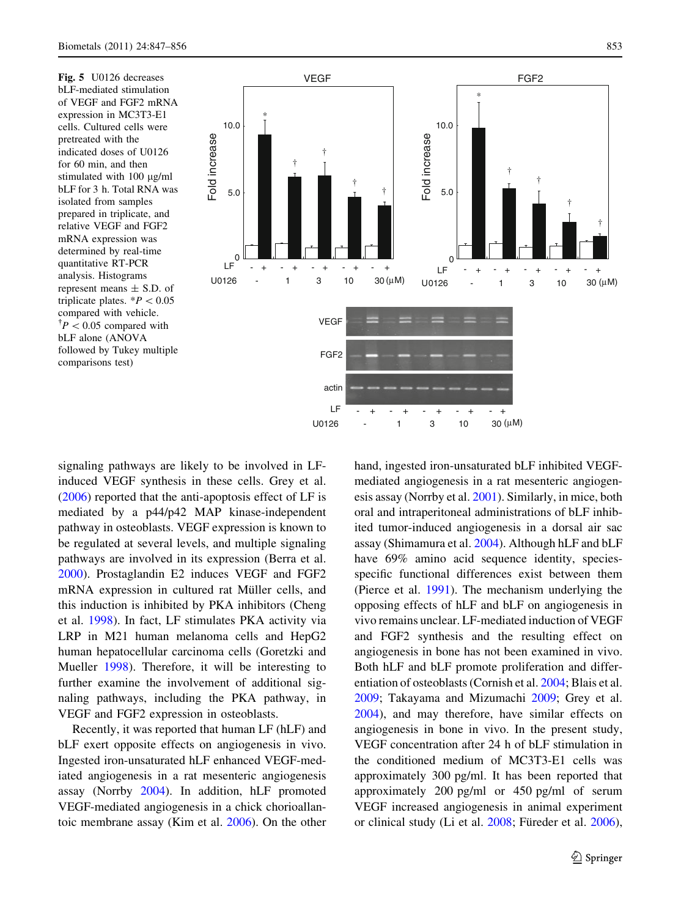**Fig. 5** U0126 decreases bLF-mediated stimulation of VEGF and FGF2 mRNA expression in MC3T3-E1 cells. Cultured cells were pretreated with the indicated doses of U0126 for 60 min, and then stimulated with 100 μg/ml bLF for 3 h. Total RNA was isolated from samples prepared in triplicate, and relative VEGF and FGF2 mRNA expression was determined by real-time quantitative RT-PCR analysis. Histograms represent means ± S.D. of triplicate plates. \*$P < 0.05$ compared with vehicle. †$P < 0.05$ compared with bLF alone (ANOVA followed by Tukey multiple comparisons test)

signaling pathways are likely to be involved in LF-induced VEGF synthesis in these cells. Grey et al. (2006) reported that the anti-apoptosis effect of LF is mediated by a p44/p42 MAP kinase-independent pathway in osteoblasts. VEGF expression is known to be regulated at several levels, and multiple signaling pathways are involved in its expression (Berra et al. 2000). Prostaglandin E2 induces VEGF and FGF2 mRNA expression in cultured rat Müller cells, and this induction is inhibited by PKA inhibitors (Cheng et al. 1998). In fact, LF stimulates PKA activity via LRP in M21 human melanoma cells and HepG2 human hepatocellular carcinoma cells (Goretzki and Mueller 1998). Therefore, it will be interesting to further examine the involvement of additional signaling pathways, including the PKA pathway, in VEGF and FGF2 expression in osteoblasts.

Recently, it was reported that human LF (hLF) and bLF exert opposite effects on angiogenesis in vivo. Ingested iron-unsaturated hLF enhanced VEGF-mediated angiogenesis in a rat mesenteric angiogenesis assay (Norrby 2004). In addition, hLF promoted VEGF-mediated angiogenesis in a chick chorioallantoic membrane assay (Kim et al. 2006). On the other hand, ingested iron-unsaturated bLF inhibited VEGF-mediated angiogenesis in a rat mesenteric angiogenesis assay (Norrby et al. 2001). Similarly, in mice, both oral and intraperitoneal administrations of bLF inhibited tumor-induced angiogenesis in a dorsal air sac assay (Shimamura et al. 2004). Although hLF and bLF have 69% amino acid sequence identity, species-specific functional differences exist between them (Pierce et al. 1991). The mechanism underlying the opposing effects of hLF and bLF on angiogenesis in vivo remains unclear. LF-mediated induction of VEGF and FGF2 synthesis and the resulting effect on angiogenesis in bone has not been examined in vivo. Both hLF and bLF promote proliferation and differentiation of osteoblasts (Cornish et al. 2004; Blais et al. 2009; Takayama and Mizumachi 2009; Grey et al. 2004), and may therefore, have similar effects on angiogenesis in bone in vivo. In the present study, VEGF concentration after 24 h of bLF stimulation in the conditioned medium of MC3T3-E1 cells was approximately 300 pg/ml. It has been reported that approximately 200 pg/ml or 450 pg/ml of serum VEGF increased angiogenesis in animal experiment or clinical study (Li et al. 2008; Füreder et al. 2006),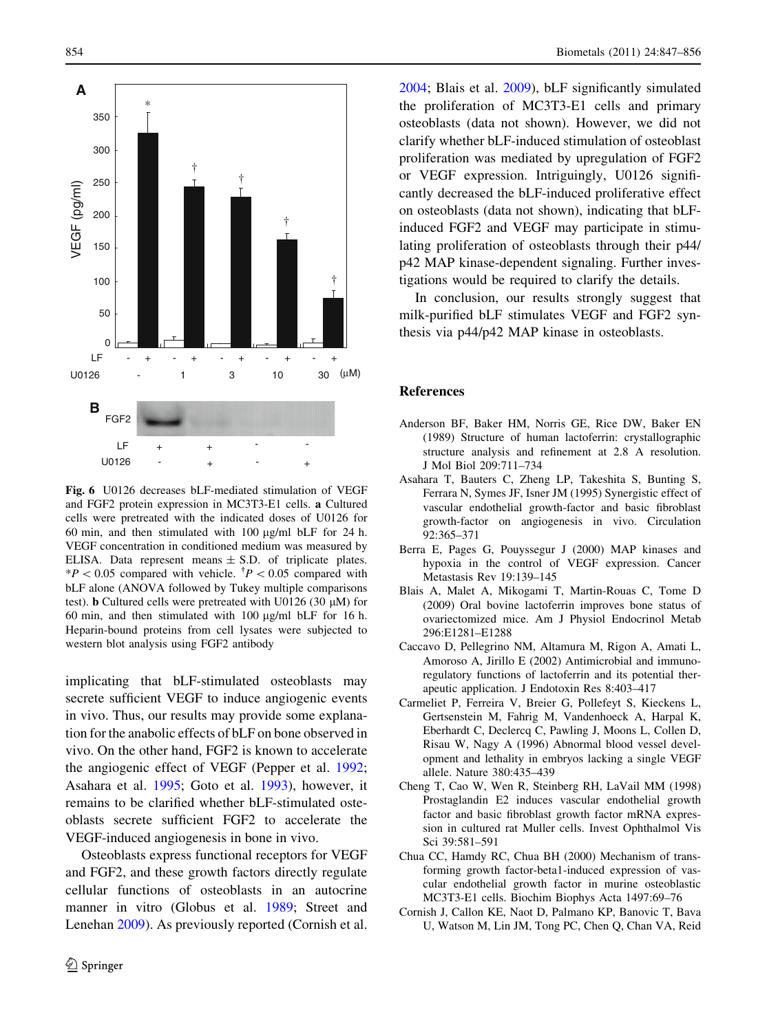**Fig. 6** U0126 decreases bLF-mediated stimulation of VEGF and FGF2 protein expression in MC3T3-E1 cells. **a** Cultured cells were pretreated with the indicated doses of U0126 for 60 min, and then stimulated with 100 μg/ml bLF for 24 h. VEGF concentration in conditioned medium was measured by ELISA. Data represent means ± S.D. of triplicate plates. *$P < 0.05$ compared with vehicle. $^{\dagger}P < 0.05$ compared with bLF alone (ANOVA followed by Tukey multiple comparisons test). **b** Cultured cells were pretreated with U0126 (30 μM) for 60 min, and then stimulated with 100 μg/ml bLF for 16 h. Heparin-bound proteins from cell lysates were subjected to western blot analysis using FGF2 antibody

implicating that bLF-stimulated osteoblasts may secrete sufficient VEGF to induce angiogenic events in vivo. Thus, our results may provide some explanation for the anabolic effects of bLF on bone observed in vivo. On the other hand, FGF2 is known to accelerate the angiogenic effect of VEGF (Pepper et al. 1992; Asahara et al. 1995; Goto et al. 1993), however, it remains to be clarified whether bLF-stimulated osteoblasts secrete sufficient FGF2 to accelerate the VEGF-induced angiogenesis in bone in vivo.

Osteoblasts express functional receptors for VEGF and FGF2, and these growth factors directly regulate cellular functions of osteoblasts in an autocrine manner in vitro (Globus et al. 1989; Street and Lenehan 2009). As previously reported (Cornish et al. 2004; Blais et al. 2009), bLF significantly simulated the proliferation of MC3T3-E1 cells and primary osteoblasts (data not shown). However, we did not clarify whether bLF-induced stimulation of osteoblast proliferation was mediated by upregulation of FGF2 or VEGF expression. Intriguingly, U0126 significantly decreased the bLF-induced proliferative effect on osteoblasts (data not shown), indicating that bLF-induced FGF2 and VEGF may participate in stimulating proliferation of osteoblasts through their p44/p42 MAP kinase-dependent signaling. Further investigations would be required to clarify the details.

In conclusion, our results strongly suggest that milk-purified bLF stimulates VEGF and FGF2 synthesis via p44/p42 MAP kinase in osteoblasts.

## References

Anderson BF, Baker HM, Norris GE, Rice DW, Baker EN (1989) Structure of human lactoferrin: crystallographic structure analysis and refinement at 2.8 A resolution. J Mol Biol 209:711–734

Asahara T, Bauters C, Zheng LP, Takeshita S, Bunting S, Ferrara N, Symes JF, Isner JM (1995) Synergistic effect of vascular endothelial growth-factor and basic fibroblast growth-factor on angiogenesis in vivo. Circulation 92:365–371

Berra E, Pages G, Pouyssegur J (2000) MAP kinases and hypoxia in the control of VEGF expression. Cancer Metastasis Rev 19:139–145

Blais A, Malet A, Mikogami T, Martin-Rouas C, Tome D (2009) Oral bovine lactoferrin improves bone status of ovariectomized mice. Am J Physiol Endocrinol Metab 296:E1281–E1288

Caccavo D, Pellegrino NM, Altamura M, Rigon A, Amati L, Amoroso A, Jirillo E (2002) Antimicrobial and immunoregulatory functions of lactoferrin and its potential therapeutic application. J Endotoxin Res 8:403–417

Carmeliet P, Ferreira V, Breier G, Pollefeyt S, Kieckens L, Gertsenstein M, Fahrig M, Vandenhoeck A, Harpal K, Eberhardt C, Declercq C, Pawling J, Moons L, Collen D, Risau W, Nagy A (1996) Abnormal blood vessel development and lethality in embryos lacking a single VEGF allele. Nature 380:435–439

Cheng T, Cao W, Wen R, Steinberg RH, LaVail MM (1998) Prostaglandin E2 induces vascular endothelial growth factor and basic fibroblast growth factor mRNA expression in cultured rat Muller cells. Invest Ophthalmol Vis Sci 39:581–591

Chua CC, Hamdy RC, Chua BH (2000) Mechanism of transforming growth factor-beta1-induced expression of vascular endothelial growth factor in murine osteoblastic MC3T3-E1 cells. Biochim Biophys Acta 1497:69–76

Cornish J, Callon KE, Naot D, Palmano KP, Banovic T, Bava U, Watson M, Lin JM, Tong PC, Chen Q, Chan VA, Reid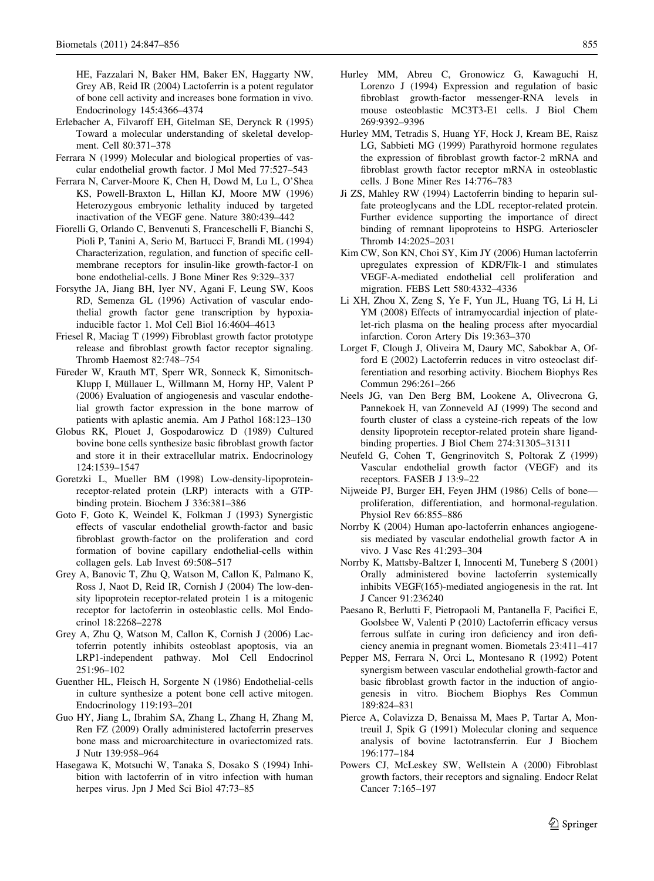HE, Fazzalari N, Baker HM, Baker EN, Haggarty NW, Grey AB, Reid IR (2004) Lactoferrin is a potent regulator of bone cell activity and increases bone formation in vivo. Endocrinology 145:4366–4374

Erlebacher A, Filvaroff EH, Gitelman SE, Derynck R (1995) Toward a molecular understanding of skeletal development. Cell 80:371–378

Ferrara N (1999) Molecular and biological properties of vascular endothelial growth factor. J Mol Med 77:527–543

Ferrara N, Carver-Moore K, Chen H, Dowd M, Lu L, O'Shea KS, Powell-Braxton L, Hillan KJ, Moore MW (1996) Heterozygous embryonic lethality induced by targeted inactivation of the VEGF gene. Nature 380:439–442

Fiorelli G, Orlando C, Benvenuti S, Franceschelli F, Bianchi S, Pioli P, Tanini A, Serio M, Bartucci F, Brandi ML (1994) Characterization, regulation, and function of specific cell-membrane receptors for insulin-like growth-factor-I on bone endothelial-cells. J Bone Miner Res 9:329–337

Forsythe JA, Jiang BH, Iyer NV, Agani F, Leung SW, Koos RD, Semenza GL (1996) Activation of vascular endothelial growth factor gene transcription by hypoxia-inducible factor 1. Mol Cell Biol 16:4604–4613

Friesel R, Maciag T (1999) Fibroblast growth factor prototype release and fibroblast growth factor receptor signaling. Thromb Haemost 82:748–754

Füreder W, Krauth MT, Sperr WR, Sonneck K, Simonitsch-Klupp I, Müllauer L, Willmann M, Horny HP, Valent P (2006) Evaluation of angiogenesis and vascular endothelial growth factor expression in the bone marrow of patients with aplastic anemia. Am J Pathol 168:123–130

Globus RK, Plouet J, Gospodarowicz D (1989) Cultured bovine bone cells synthesize basic fibroblast growth factor and store it in their extracellular matrix. Endocrinology 124:1539–1547

Goretzki L, Mueller BM (1998) Low-density-lipoprotein-receptor-related protein (LRP) interacts with a GTP-binding protein. Biochem J 336:381–386

Goto F, Goto K, Weindel K, Folkman J (1993) Synergistic effects of vascular endothelial growth-factor and basic fibroblast growth-factor on the proliferation and cord formation of bovine capillary endothelial-cells within collagen gels. Lab Invest 69:508–517

Grey A, Banovic T, Zhu Q, Watson M, Callon K, Palmano K, Ross J, Naot D, Reid IR, Cornish J (2004) The low-density lipoprotein receptor-related protein 1 is a mitogenic receptor for lactoferrin in osteoblastic cells. Mol Endocrinol 18:2268–2278

Grey A, Zhu Q, Watson M, Callon K, Cornish J (2006) Lactoferrin potently inhibits osteoblast apoptosis, via an LRP1-independent pathway. Mol Cell Endocrinol 251:96–102

Guenther HL, Fleisch H, Sorgente N (1986) Endothelial-cells in culture synthesize a potent bone cell active mitogen. Endocrinology 119:193–201

Guo HY, Jiang L, Ibrahim SA, Zhang L, Zhang H, Zhang M, Ren FZ (2009) Orally administered lactoferrin preserves bone mass and microarchitecture in ovariectomized rats. J Nutr 139:958–964

Hasegawa K, Motsuchi W, Tanaka S, Dosako S (1994) Inhibition with lactoferrin of in vitro infection with human herpes virus. Jpn J Med Sci Biol 47:73–85

Hurley MM, Abreu C, Gronowicz G, Kawaguchi H, Lorenzo J (1994) Expression and regulation of basic fibroblast growth-factor messenger-RNA levels in mouse osteoblastic MC3T3-E1 cells. J Biol Chem 269:9392–9396

Hurley MM, Tetradis S, Huang YF, Hock J, Kream BE, Raisz LG, Sabbieti MG (1999) Parathyroid hormone regulates the expression of fibroblast growth factor-2 mRNA and fibroblast growth factor receptor mRNA in osteoblastic cells. J Bone Miner Res 14:776–783

Ji ZS, Mahley RW (1994) Lactoferrin binding to heparin sulfate proteoglycans and the LDL receptor-related protein. Further evidence supporting the importance of direct binding of remnant lipoproteins to HSPG. Arterioscler Thromb 14:2025–2031

Kim CW, Son KN, Choi SY, Kim JY (2006) Human lactoferrin upregulates expression of KDR/Flk-1 and stimulates VEGF-A-mediated endothelial cell proliferation and migration. FEBS Lett 580:4332–4336

Li XH, Zhou X, Zeng S, Ye F, Yun JL, Huang TG, Li H, Li YM (2008) Effects of intramyocardial injection of platelet-rich plasma on the healing process after myocardial infarction. Coron Artery Dis 19:363–370

Lorget F, Clough J, Oliveira M, Daury MC, Sabokbar A, Offord E (2002) Lactoferrin reduces in vitro osteoclast differentiation and resorbing activity. Biochem Biophys Res Commun 296:261–266

Neels JG, van Den Berg BM, Lookene A, Olivecrona G, Pannekoek H, van Zonneveld AJ (1999) The second and fourth cluster of class a cysteine-rich repeats of the low density lipoprotein receptor-related protein share ligand-binding properties. J Biol Chem 274:31305–31311

Neufeld G, Cohen T, Gengrinovitch S, Poltorak Z (1999) Vascular endothelial growth factor (VEGF) and its receptors. FASEB J 13:9–22

Nijweide PJ, Burger EH, Feyen JHM (1986) Cells of bone—proliferation, differentiation, and hormonal-regulation. Physiol Rev 66:855–886

Norrby K (2004) Human apo-lactoferrin enhances angiogenesis mediated by vascular endothelial growth factor A in vivo. J Vasc Res 41:293–304

Norrby K, Mattsby-Baltzer I, Innocenti M, Tuneberg S (2001) Orally administered bovine lactoferrin systemically inhibits VEGF(165)-mediated angiogenesis in the rat. Int J Cancer 91:236240

Paesano R, Berlutti F, Pietropaoli M, Pantanella F, Pacifici E, Goolsbee W, Valenti P (2010) Lactoferrin efficacy versus ferrous sulfate in curing iron deficiency and iron deficiency anemia in pregnant women. Biometals 23:411–417

Pepper MS, Ferrara N, Orci L, Montesano R (1992) Potent synergism between vascular endothelial growth-factor and basic fibroblast growth factor in the induction of angiogenesis in vitro. Biochem Biophys Res Commun 189:824–831

Pierce A, Colavizza D, Benaissa M, Maes P, Tartar A, Montreuil J, Spik G (1991) Molecular cloning and sequence analysis of bovine lactotransferrin. Eur J Biochem 196:177–184

Powers CJ, McLeskey SW, Wellstein A (2000) Fibroblast growth factors, their receptors and signaling. Endocr Relat Cancer 7:165–197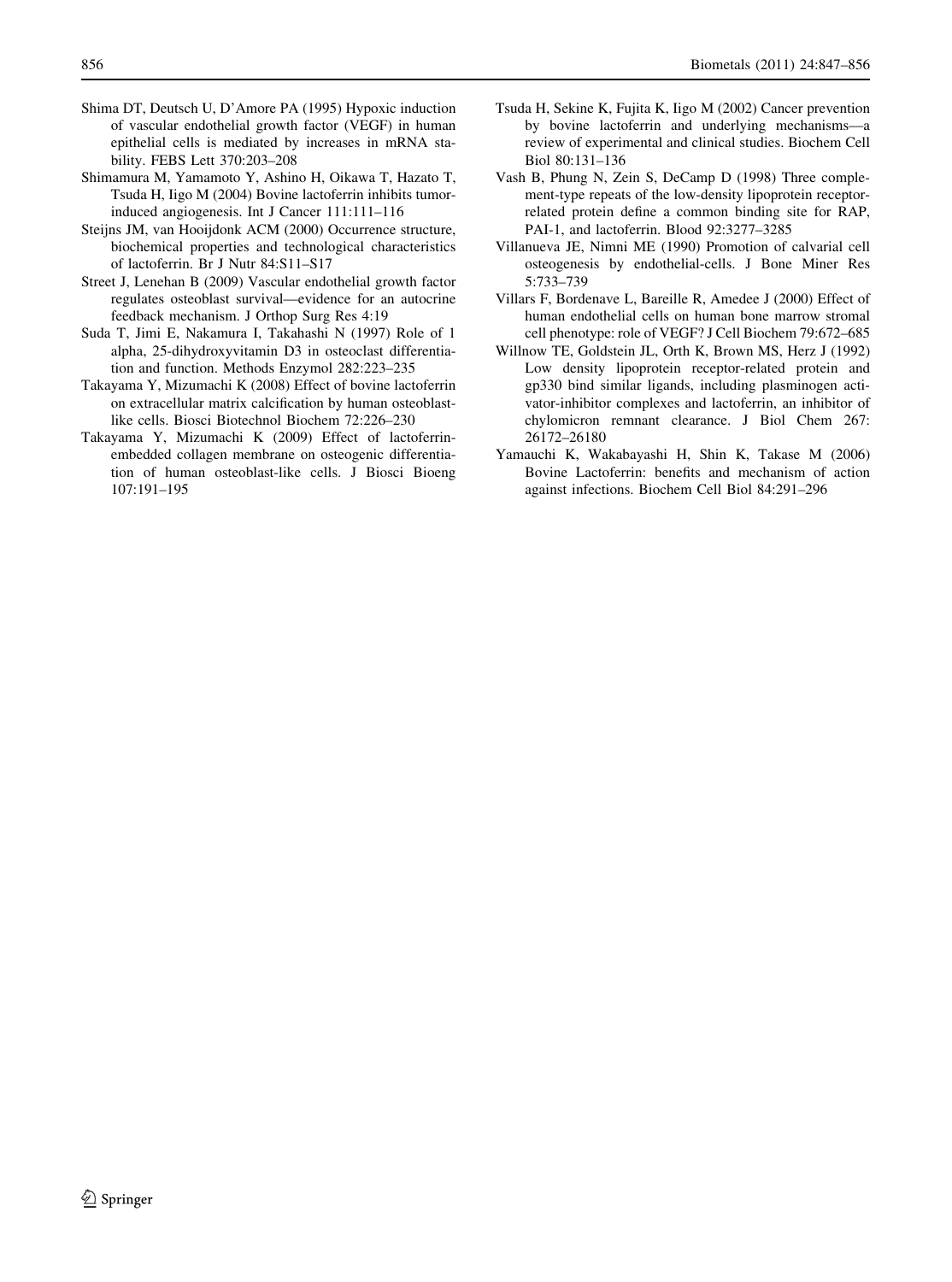Shima DT, Deutsch U, D'Amore PA (1995) Hypoxic induction of vascular endothelial growth factor (VEGF) in human epithelial cells is mediated by increases in mRNA stability. FEBS Lett 370:203–208

Shimamura M, Yamamoto Y, Ashino H, Oikawa T, Hazato T, Tsuda H, Iigo M (2004) Bovine lactoferrin inhibits tumor-induced angiogenesis. Int J Cancer 111:111–116

Steijns JM, van Hooijdonk ACM (2000) Occurrence structure, biochemical properties and technological characteristics of lactoferrin. Br J Nutr 84:S11–S17

Street J, Lenehan B (2009) Vascular endothelial growth factor regulates osteoblast survival—evidence for an autocrine feedback mechanism. J Orthop Surg Res 4:19

Suda T, Jimi E, Nakamura I, Takahashi N (1997) Role of 1 alpha, 25-dihydroxyvitamin D3 in osteoclast differentiation and function. Methods Enzymol 282:223–235

Takayama Y, Mizumachi K (2008) Effect of bovine lactoferrin on extracellular matrix calcification by human osteoblast-like cells. Biosci Biotechnol Biochem 72:226–230

Takayama Y, Mizumachi K (2009) Effect of lactoferrin-embedded collagen membrane on osteogenic differentiation of human osteoblast-like cells. J Biosci Bioeng 107:191–195

Tsuda H, Sekine K, Fujita K, Iigo M (2002) Cancer prevention by bovine lactoferrin and underlying mechanisms—a review of experimental and clinical studies. Biochem Cell Biol 80:131–136

Vash B, Phung N, Zein S, DeCamp D (1998) Three complement-type repeats of the low-density lipoprotein receptor-related protein define a common binding site for RAP, PAI-1, and lactoferrin. Blood 92:3277–3285

Villanueva JE, Nimni ME (1990) Promotion of calvarial cell osteogenesis by endothelial-cells. J Bone Miner Res 5:733–739

Villars F, Bordenave L, Bareille R, Amedee J (2000) Effect of human endothelial cells on human bone marrow stromal cell phenotype: role of VEGF? J Cell Biochem 79:672–685

Willnow TE, Goldstein JL, Orth K, Brown MS, Herz J (1992) Low density lipoprotein receptor-related protein and gp330 bind similar ligands, including plasminogen activator-inhibitor complexes and lactoferrin, an inhibitor of chylomicron remnant clearance. J Biol Chem 267: 26172–26180

Yamauchi K, Wakabayashi H, Shin K, Takase M (2006) Bovine Lactoferrin: benefits and mechanism of action against infections. Biochem Cell Biol 84:291–296